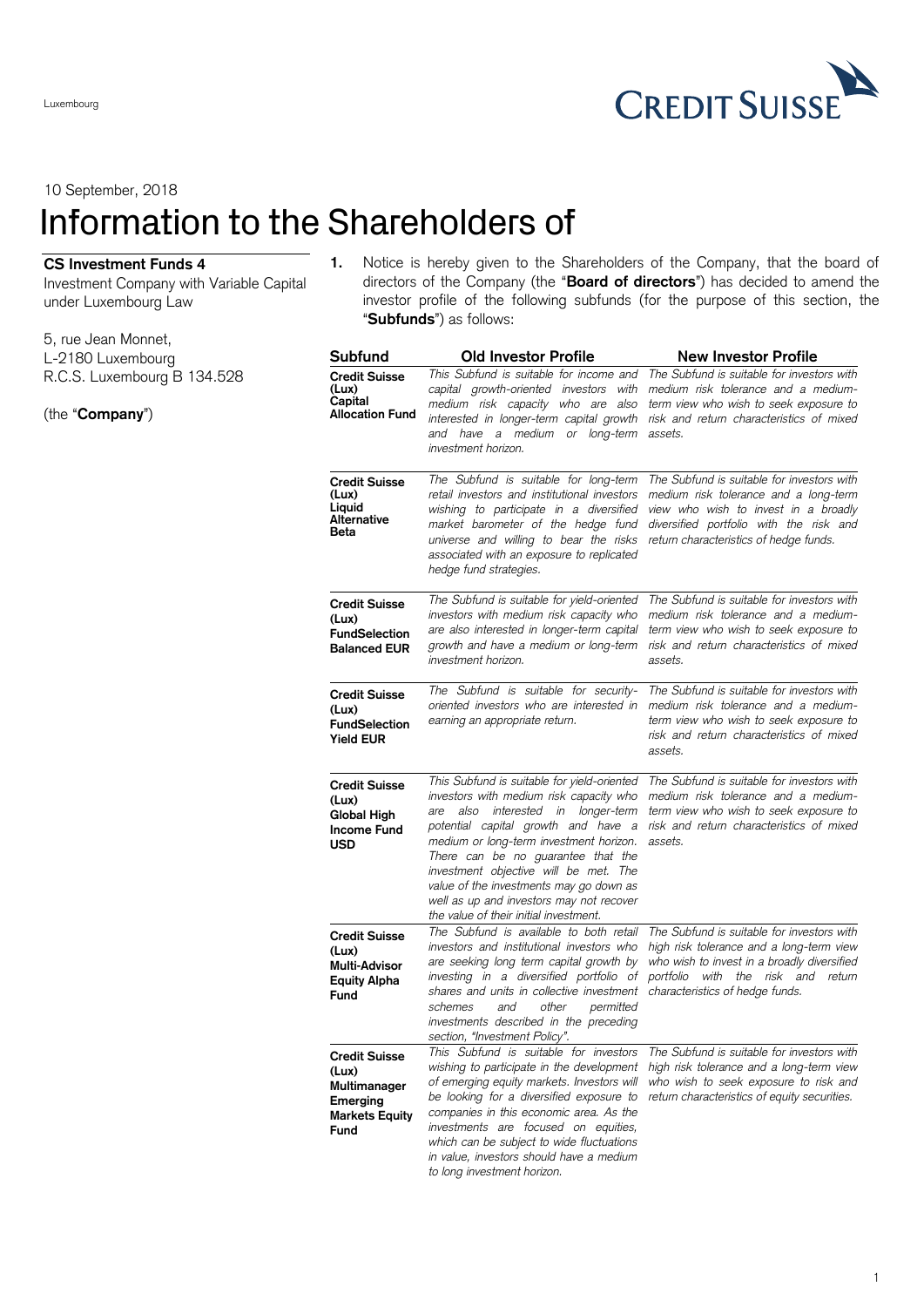Luxembourg

10 September, 2018

# Information to the Shareholders of

**CS Investment Funds 4**
Investment Company with Variable Capital under Luxembourg Law

5, rue Jean Monnet,
L-2180 Luxembourg
R.C.S. Luxembourg B 134.528

(the "**Company**")

1. Notice is hereby given to the Shareholders of the Company, that the board of directors of the Company (the "**Board of directors**") has decided to amend the investor profile of the following subfunds (for the purpose of this section, the "**Subfunds**") as follows:

| Subfund | Old Investor Profile | New Investor Profile |
|---|---|---|
| **Credit Suisse (Lux) Capital Allocation Fund** | *This Subfund is suitable for income and capital growth-oriented investors with medium risk capacity who are also interested in longer-term capital growth and have a medium or long-term investment horizon.* | *The Subfund is suitable for investors with medium risk tolerance and a medium-term view who wish to seek exposure to risk and return characteristics of mixed assets.* |
| **Credit Suisse (Lux) Liquid Alternative Beta** | *The Subfund is suitable for long-term retail investors and institutional investors wishing to participate in a diversified market barometer of the hedge fund universe and willing to bear the risks associated with an exposure to replicated hedge fund strategies.* | *The Subfund is suitable for investors with medium risk tolerance and a long-term view who wish to invest in a broadly diversified portfolio with the risk and return characteristics of hedge funds.* |
| **Credit Suisse (Lux) FundSelection Balanced EUR** | *The Subfund is suitable for yield-oriented investors with medium risk capacity who are also interested in longer-term capital growth and have a medium or long-term investment horizon.* | *The Subfund is suitable for investors with medium risk tolerance and a medium-term view who wish to seek exposure to risk and return characteristics of mixed assets.* |
| **Credit Suisse (Lux) FundSelection Yield EUR** | *The Subfund is suitable for security-oriented investors who are interested in earning an appropriate return.* | *The Subfund is suitable for investors with medium risk tolerance and a medium-term view who wish to seek exposure to risk and return characteristics of mixed assets.* |
| **Credit Suisse (Lux) Global High Income Fund USD** | *This Subfund is suitable for yield-oriented investors with medium risk capacity who are also interested in longer-term potential capital growth and have a medium or long-term investment horizon. There can be no guarantee that the investment objective will be met. The value of the investments may go down as well as up and investors may not recover the value of their initial investment.* | *The Subfund is suitable for investors with medium risk tolerance and a medium-term view who wish to seek exposure to risk and return characteristics of mixed assets.* |
| **Credit Suisse (Lux) Multi-Advisor Equity Alpha Fund** | *The Subfund is available to both retail investors and institutional investors who are seeking long term capital growth by investing in a diversified portfolio of shares and units in collective investment schemes and other permitted investments described in the preceding section, "Investment Policy".* | *The Subfund is suitable for investors with high risk tolerance and a long-term view who wish to invest in a broadly diversified portfolio with the risk and return characteristics of hedge funds.* |
| **Credit Suisse (Lux) Multimanager Emerging Markets Equity Fund** | *This Subfund is suitable for investors wishing to participate in the development of emerging equity markets. Investors will be looking for a diversified exposure to companies in this economic area. As the investments are focused on equities, which can be subject to wide fluctuations in value, investors should have a medium to long investment horizon.* | *The Subfund is suitable for investors with high risk tolerance and a long-term view who wish to seek exposure to risk and return characteristics of equity securities.* |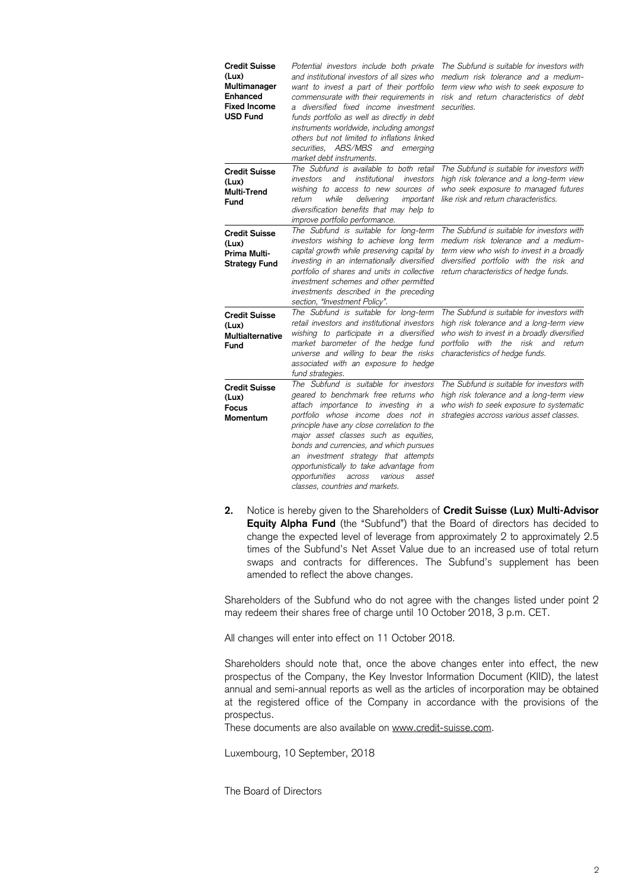| | | |
|---|---|---|
| **Credit Suisse (Lux) Multimanager Enhanced Fixed Income USD Fund** | *Potential investors include both private and institutional investors of all sizes who want to invest a part of their portfolio commensurate with their requirements in a diversified fixed income investment funds portfolio as well as directly in debt instruments worldwide, including amongst others but not limited to inflations linked securities, ABS/MBS and emerging market debt instruments.* | *The Subfund is suitable for investors with medium risk tolerance and a medium-term view who wish to seek exposure to risk and return characteristics of debt securities.* |
| **Credit Suisse (Lux) Multi-Trend Fund** | *The Subfund is available to both retail investors and institutional investors wishing to access to new sources of return while delivering important diversification benefits that may help to improve portfolio performance.* | *The Subfund is suitable for investors with high risk tolerance and a long-term view who seek exposure to managed futures like risk and return characteristics.* |
| **Credit Suisse (Lux) Prima Multi-Strategy Fund** | *The Subfund is suitable for long-term investors wishing to achieve long term capital growth while preserving capital by investing in an internationally diversified portfolio of shares and units in collective investment schemes and other permitted investments described in the preceding section, "Investment Policy".* | *The Subfund is suitable for investors with medium risk tolerance and a medium-term view who wish to invest in a broadly diversified portfolio with the risk and return characteristics of hedge funds.* |
| **Credit Suisse (Lux) Multialternative Fund** | *The Subfund is suitable for long-term retail investors and institutional investors wishing to participate in a diversified market barometer of the hedge fund universe and willing to bear the risks associated with an exposure to hedge fund strategies.* | *The Subfund is suitable for investors with high risk tolerance and a long-term view who wish to invest in a broadly diversified portfolio with the risk and return characteristics of hedge funds.* |
| **Credit Suisse (Lux) Focus Momentum** | *The Subfund is suitable for investors geared to benchmark free returns who attach importance to investing in a portfolio whose income does not in principle have any close correlation to the major asset classes such as equities, bonds and currencies, and which pursues an investment strategy that attempts opportunistically to take advantage from opportunities across various asset classes, countries and markets.* | *The Subfund is suitable for investors with high risk tolerance and a long-term view who wish to seek exposure to systematic strategies accross various asset classes.* |

2. Notice is hereby given to the Shareholders of **Credit Suisse (Lux) Multi-Advisor Equity Alpha Fund** (the "Subfund") that the Board of directors has decided to change the expected level of leverage from approximately 2 to approximately 2.5 times of the Subfund's Net Asset Value due to an increased use of total return swaps and contracts for differences. The Subfund's supplement has been amended to reflect the above changes.

Shareholders of the Subfund who do not agree with the changes listed under point 2 may redeem their shares free of charge until 10 October 2018, 3 p.m. CET.

All changes will enter into effect on 11 October 2018.

Shareholders should note that, once the above changes enter into effect, the new prospectus of the Company, the Key Investor Information Document (KIID), the latest annual and semi-annual reports as well as the articles of incorporation may be obtained at the registered office of the Company in accordance with the provisions of the prospectus.
These documents are also available on www.credit-suisse.com.

Luxembourg, 10 September, 2018

The Board of Directors